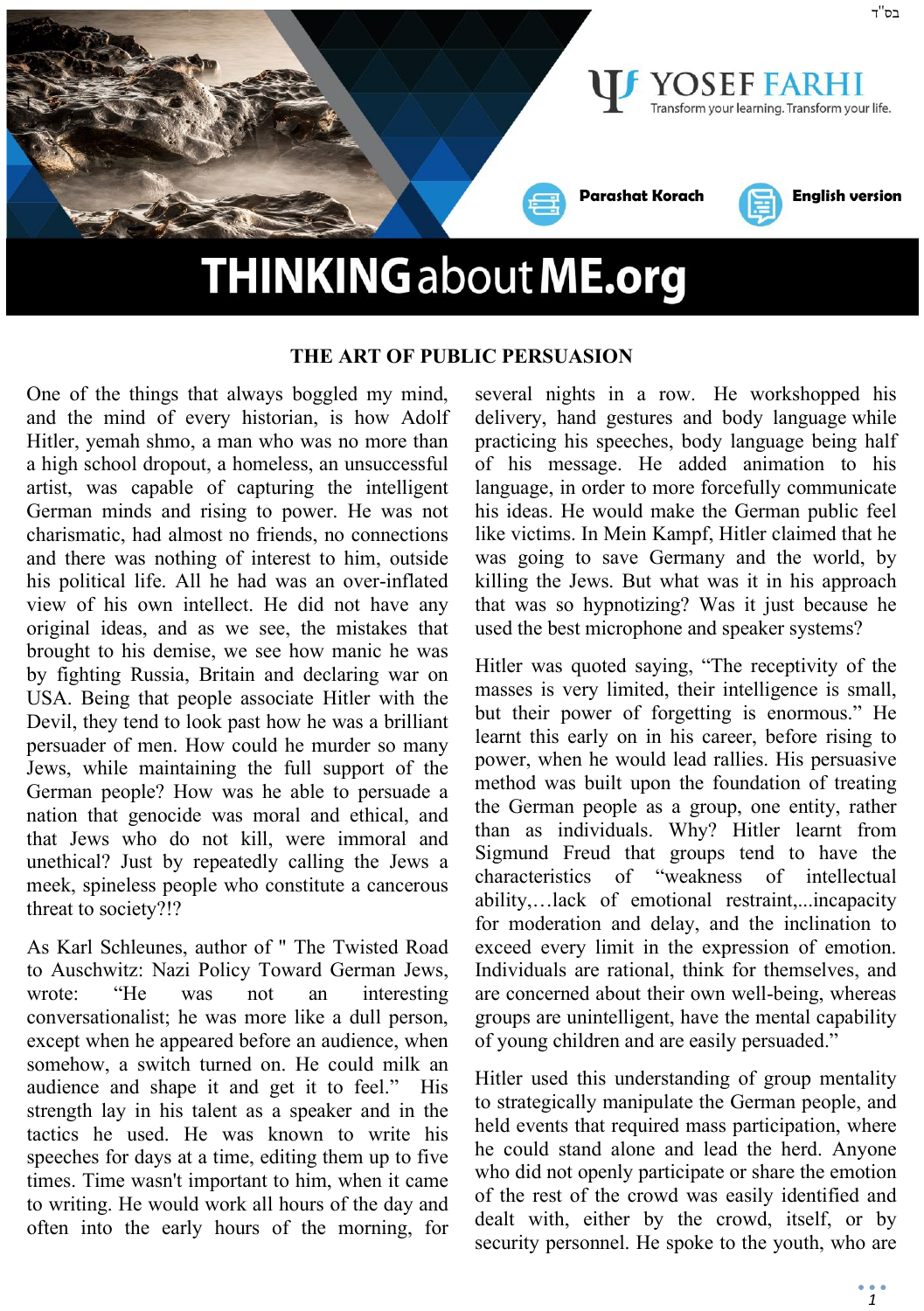בס"ד

YOSEF FARHI
Transform your learning. Transform your life.

Parashat Korach

English version

# THINKINGaboutME.org

## THE ART OF PUBLIC PERSUASION

One of the things that always boggled my mind, and the mind of every historian, is how Adolf Hitler, yemah shmo, a man who was no more than a high school dropout, a homeless, an unsuccessful artist, was capable of capturing the intelligent German minds and rising to power. He was not charismatic, had almost no friends, no connections and there was nothing of interest to him, outside his political life. All he had was an over-inflated view of his own intellect. He did not have any original ideas, and as we see, the mistakes that brought to his demise, we see how manic he was by fighting Russia, Britain and declaring war on USA. Being that people associate Hitler with the Devil, they tend to look past how he was a brilliant persuader of men. How could he murder so many Jews, while maintaining the full support of the German people? How was he able to persuade a nation that genocide was moral and ethical, and that Jews who do not kill, were immoral and unethical? Just by repeatedly calling the Jews a meek, spineless people who constitute a cancerous threat to society?!?

As Karl Schleunes, author of " The Twisted Road to Auschwitz: Nazi Policy Toward German Jews, wrote: "He was not an interesting conversationalist; he was more like a dull person, except when he appeared before an audience, when somehow, a switch turned on. He could milk an audience and shape it and get it to feel." His strength lay in his talent as a speaker and in the tactics he used. He was known to write his speeches for days at a time, editing them up to five times. Time wasn't important to him, when it came to writing. He would work all hours of the day and often into the early hours of the morning, for several nights in a row. He workshopped his delivery, hand gestures and body language while practicing his speeches, body language being half of his message. He added animation to his language, in order to more forcefully communicate his ideas. He would make the German public feel like victims. In Mein Kampf, Hitler claimed that he was going to save Germany and the world, by killing the Jews. But what was it in his approach that was so hypnotizing? Was it just because he used the best microphone and speaker systems?

Hitler was quoted saying, "The receptivity of the masses is very limited, their intelligence is small, but their power of forgetting is enormous." He learnt this early on in his career, before rising to power, when he would lead rallies. His persuasive method was built upon the foundation of treating the German people as a group, one entity, rather than as individuals. Why? Hitler learnt from Sigmund Freud that groups tend to have the characteristics of "weakness of intellectual ability,…lack of emotional restraint,...incapacity for moderation and delay, and the inclination to exceed every limit in the expression of emotion. Individuals are rational, think for themselves, and are concerned about their own well-being, whereas groups are unintelligent, have the mental capability of young children and are easily persuaded."

Hitler used this understanding of group mentality to strategically manipulate the German people, and held events that required mass participation, where he could stand alone and lead the herd. Anyone who did not openly participate or share the emotion of the rest of the crowd was easily identified and dealt with, either by the crowd, itself, or by security personnel. He spoke to the youth, who are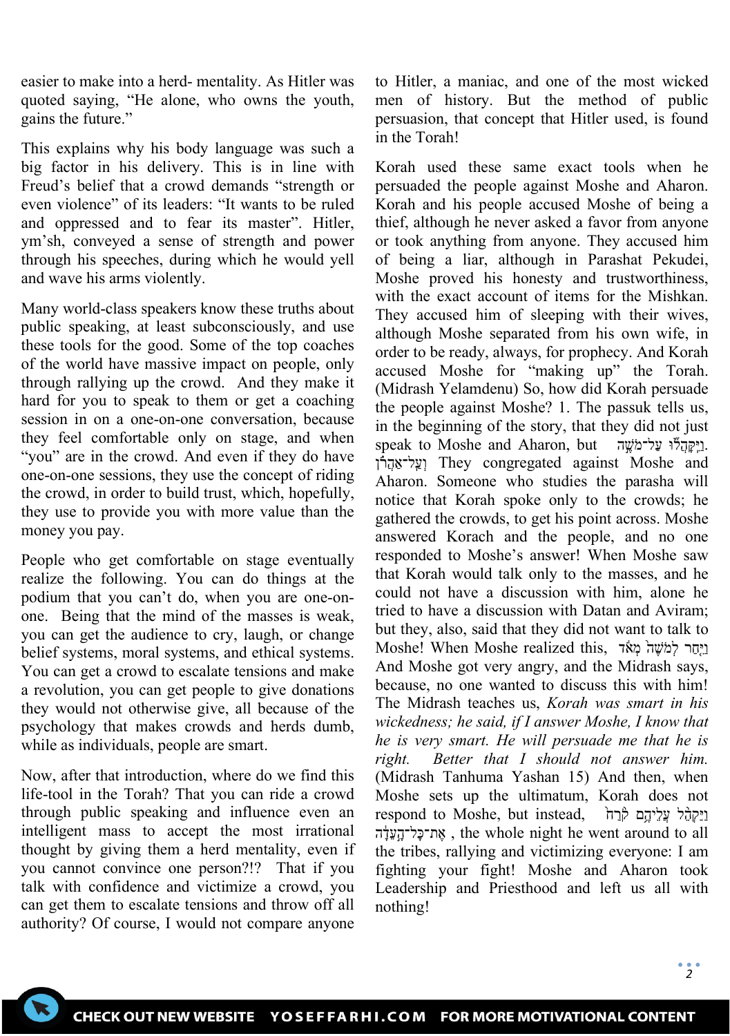easier to make into a herd- mentality. As Hitler was quoted saying, "He alone, who owns the youth, gains the future."

This explains why his body language was such a big factor in his delivery. This is in line with Freud's belief that a crowd demands "strength or even violence" of its leaders: "It wants to be ruled and oppressed and to fear its master". Hitler, ym'sh, conveyed a sense of strength and power through his speeches, during which he would yell and wave his arms violently.

Many world-class speakers know these truths about public speaking, at least subconsciously, and use these tools for the good. Some of the top coaches of the world have massive impact on people, only through rallying up the crowd. And they make it hard for you to speak to them or get a coaching session in on a one-on-one conversation, because they feel comfortable only on stage, and when "you" are in the crowd. And even if they do have one-on-one sessions, they use the concept of riding the crowd, in order to build trust, which, hopefully, they use to provide you with more value than the money you pay.

People who get comfortable on stage eventually realize the following. You can do things at the podium that you can't do, when you are one-on-one. Being that the mind of the masses is weak, you can get the audience to cry, laugh, or change belief systems, moral systems, and ethical systems. You can get a crowd to escalate tensions and make a revolution, you can get people to give donations they would not otherwise give, all because of the psychology that makes crowds and herds dumb, while as individuals, people are smart.

Now, after that introduction, where do we find this life-tool in the Torah? That you can ride a crowd through public speaking and influence even an intelligent mass to accept the most irrational thought by giving them a herd mentality, even if you cannot convince one person?!? That if you talk with confidence and victimize a crowd, you can get them to escalate tensions and throw off all authority? Of course, I would not compare anyone to Hitler, a maniac, and one of the most wicked men of history. But the method of public persuasion, that concept that Hitler used, is found in the Torah!

Korah used these same exact tools when he persuaded the people against Moshe and Aharon. Korah and his people accused Moshe of being a thief, although he never asked a favor from anyone or took anything from anyone. They accused him of being a liar, although in Parashat Pekudei, Moshe proved his honesty and trustworthiness, with the exact account of items for the Mishkan. They accused him of sleeping with their wives, although Moshe separated from his own wife, in order to be ready, always, for prophecy. And Korah accused Moshe for "making up" the Torah. (Midrash Yelamdenu) So, how did Korah persuade the people against Moshe? 1. The passuk tells us, in the beginning of the story, that they did not just speak to Moshe and Aharon, but וַיִּקָּהֲלוּ עַל־מֹשֶׁה וְעַל־אַהֲרֹן. They congregated against Moshe and Aharon. Someone who studies the parasha will notice that Korah spoke only to the crowds; he gathered the crowds, to get his point across. Moshe answered Korach and the people, and no one responded to Moshe's answer! When Moshe saw that Korah would talk only to the masses, and he could not have a discussion with him, alone he tried to have a discussion with Datan and Aviram; but they, also, said that they did not want to talk to Moshe! When Moshe realized this, וַיִּחַר לְמֹשֶׁה מְאֹד And Moshe got very angry, and the Midrash says, because, no one wanted to discuss this with him! The Midrash teaches us, *Korah was smart in his wickedness; he said, if I answer Moshe, I know that he is very smart. He will persuade me that he is right. Better that I should not answer him.* (Midrash Tanhuma Yashan 15) And then, when Moshe sets up the ultimatum, Korah does not respond to Moshe, but instead, וַיַּקְהֵל עֲלֵיהֶם קֹרַח אֶת־כָּל־הָעֵדָה, the whole night he went around to all the tribes, rallying and victimizing everyone: I am fighting your fight! Moshe and Aharon took Leadership and Priesthood and left us all with nothing!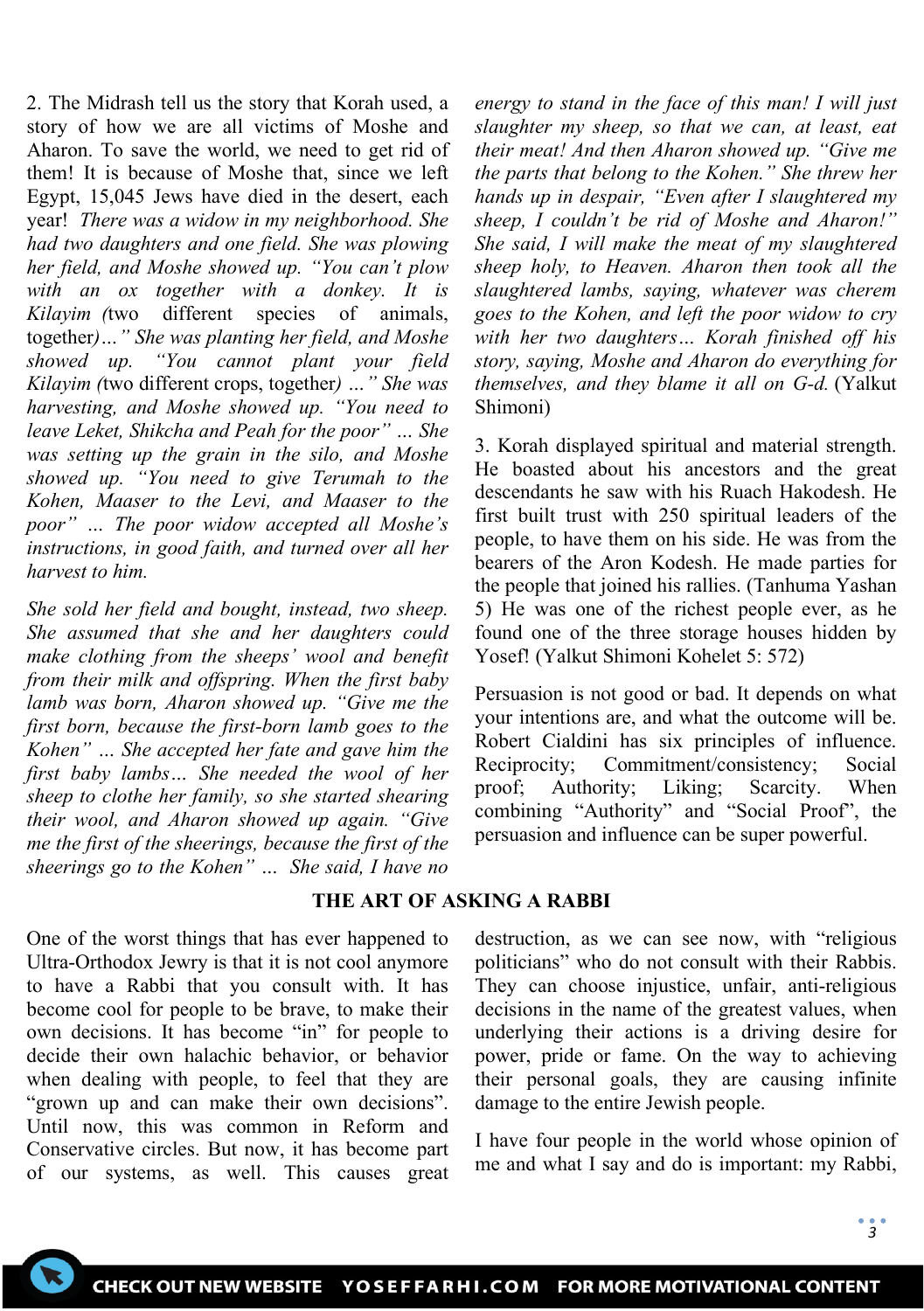2. The Midrash tell us the story that Korah used, a story of how we are all victims of Moshe and Aharon. To save the world, we need to get rid of them! It is because of Moshe that, since we left Egypt, 15,045 Jews have died in the desert, each year! *There was a widow in my neighborhood. She had two daughters and one field. She was plowing her field, and Moshe showed up. "You can't plow with an ox together with a donkey. It is Kilayim (*two different species of animals, together*)…" She was planting her field, and Moshe showed up. "You cannot plant your field Kilayim (*two different crops, together*) …" She was harvesting, and Moshe showed up. "You need to leave Leket, Shikcha and Peah for the poor" … She was setting up the grain in the silo, and Moshe showed up. "You need to give Terumah to the Kohen, Maaser to the Levi, and Maaser to the poor" … The poor widow accepted all Moshe's instructions, in good faith, and turned over all her harvest to him.*

*She sold her field and bought, instead, two sheep. She assumed that she and her daughters could make clothing from the sheeps' wool and benefit from their milk and offspring. When the first baby lamb was born, Aharon showed up. "Give me the first born, because the first-born lamb goes to the Kohen" … She accepted her fate and gave him the first baby lambs… She needed the wool of her sheep to clothe her family, so she started shearing their wool, and Aharon showed up again. "Give me the first of the sheerings, because the first of the sheerings go to the Kohen" … She said, I have no energy to stand in the face of this man! I will just slaughter my sheep, so that we can, at least, eat their meat! And then Aharon showed up. "Give me the parts that belong to the Kohen." She threw her hands up in despair, "Even after I slaughtered my sheep, I couldn't be rid of Moshe and Aharon!" She said, I will make the meat of my slaughtered sheep holy, to Heaven. Aharon then took all the slaughtered lambs, saying, whatever was cherem goes to the Kohen, and left the poor widow to cry with her two daughters… Korah finished off his story, saying, Moshe and Aharon do everything for themselves, and they blame it all on G-d.* (Yalkut Shimoni)

3. Korah displayed spiritual and material strength. He boasted about his ancestors and the great descendants he saw with his Ruach Hakodesh. He first built trust with 250 spiritual leaders of the people, to have them on his side. He was from the bearers of the Aron Kodesh. He made parties for the people that joined his rallies. (Tanhuma Yashan 5) He was one of the richest people ever, as he found one of the three storage houses hidden by Yosef! (Yalkut Shimoni Kohelet 5: 572)

Persuasion is not good or bad. It depends on what your intentions are, and what the outcome will be. Robert Cialdini has six principles of influence. Reciprocity; Commitment/consistency; Social proof; Authority; Liking; Scarcity. When combining "Authority" and "Social Proof", the persuasion and influence can be super powerful.

## THE ART OF ASKING A RABBI

One of the worst things that has ever happened to Ultra-Orthodox Jewry is that it is not cool anymore to have a Rabbi that you consult with. It has become cool for people to be brave, to make their own decisions. It has become "in" for people to decide their own halachic behavior, or behavior when dealing with people, to feel that they are "grown up and can make their own decisions". Until now, this was common in Reform and Conservative circles. But now, it has become part of our systems, as well. This causes great destruction, as we can see now, with "religious politicians" who do not consult with their Rabbis. They can choose injustice, unfair, anti-religious decisions in the name of the greatest values, when underlying their actions is a driving desire for power, pride or fame. On the way to achieving their personal goals, they are causing infinite damage to the entire Jewish people.

I have four people in the world whose opinion of me and what I say and do is important: my Rabbi,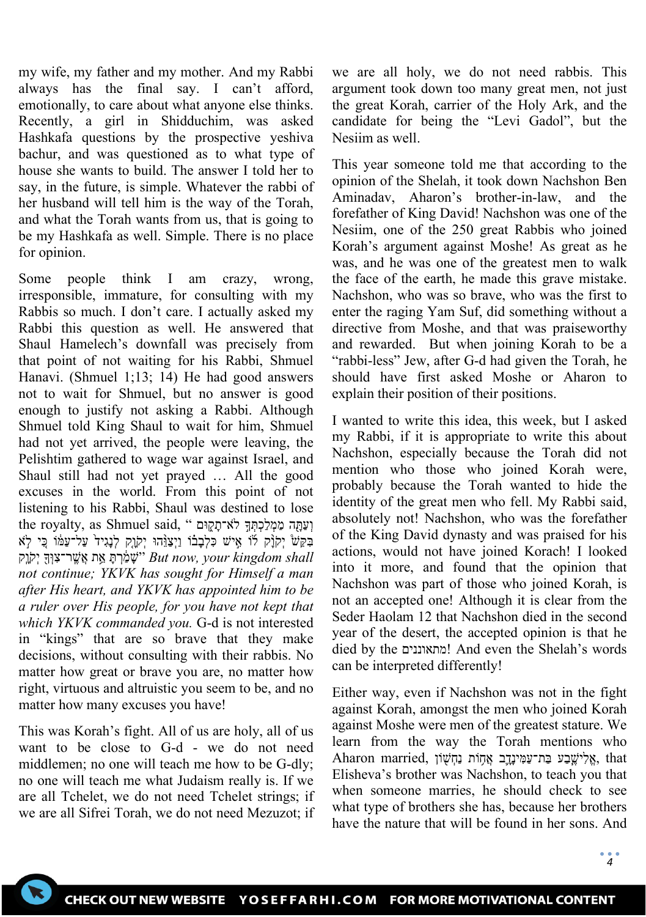my wife, my father and my mother. And my Rabbi always has the final say. I can't afford, emotionally, to care about what anyone else thinks. Recently, a girl in Shidduchim, was asked Hashkafa questions by the prospective yeshiva bachur, and was questioned as to what type of house she wants to build. The answer I told her to say, in the future, is simple. Whatever the rabbi of her husband will tell him is the way of the Torah, and what the Torah wants from us, that is going to be my Hashkafa as well. Simple. There is no place for opinion.

Some people think I am crazy, wrong, irresponsible, immature, for consulting with my Rabbis so much. I don't care. I actually asked my Rabbi this question as well. He answered that Shaul Hamelech's downfall was precisely from that point of not waiting for his Rabbi, Shmuel Hanavi. (Shmuel 1;13; 14) He had good answers not to wait for Shmuel, but no answer is good enough to justify not asking a Rabbi. Although Shmuel told King Shaul to wait for him, Shmuel had not yet arrived, the people were leaving, the Pelishtim gathered to wage war against Israel, and Shaul still had not yet prayed … All the good excuses in the world. From this point of not listening to his Rabbi, Shaul was destined to lose the royalty, as Shmuel said, " וְעַתָּה מַמְלַכְתְּךָ לֹא־תָקוּם בִּקֵּשׁ יְקֹוָק לוֹ אִישׁ כִּלְבָבוֹ וַיְצַוֵּהוּ יְקֹוָק לְנָגִיד עַל־עַמּוֹ כִּי לֹא שָׁמַרְתָּ אֵת אֲשֶׁר־צִוְּךָ יְקֹוָק" *But now, your kingdom shall not continue; YKVK has sought for Himself a man after His heart, and YKVK has appointed him to be a ruler over His people, for you have not kept that which YKVK commanded you.* G-d is not interested in "kings" that are so brave that they make decisions, without consulting with their rabbis. No matter how great or brave you are, no matter how right, virtuous and altruistic you seem to be, and no matter how many excuses you have!

This was Korah's fight. All of us are holy, all of us want to be close to G-d - we do not need middlemen; no one will teach me how to be G-dly; no one will teach me what Judaism really is. If we are all Tchelet, we do not need Tchelet strings; if we are all Sifrei Torah, we do not need Mezuzot; if we are all holy, we do not need rabbis. This argument took down too many great men, not just the great Korah, carrier of the Holy Ark, and the candidate for being the "Levi Gadol", but the Nesiim as well.

This year someone told me that according to the opinion of the Shelah, it took down Nachshon Ben Aminadav, Aharon's brother-in-law, and the forefather of King David! Nachshon was one of the Nesiim, one of the 250 great Rabbis who joined Korah's argument against Moshe! As great as he was, and he was one of the greatest men to walk the face of the earth, he made this grave mistake. Nachshon, who was so brave, who was the first to enter the raging Yam Suf, did something without a directive from Moshe, and that was praiseworthy and rewarded. But when joining Korah to be a "rabbi-less" Jew, after G-d had given the Torah, he should have first asked Moshe or Aharon to explain their position of their positions.

I wanted to write this idea, this week, but I asked my Rabbi, if it is appropriate to write this about Nachshon, especially because the Torah did not mention who those who joined Korah were, probably because the Torah wanted to hide the identity of the great men who fell. My Rabbi said, absolutely not! Nachshon, who was the forefather of the King David dynasty and was praised for his actions, would not have joined Korach! I looked into it more, and found that the opinion that Nachshon was part of those who joined Korah, is not an accepted one! Although it is clear from the Seder Haolam 12 that Nachshon died in the second year of the desert, the accepted opinion is that he died by the מתאוננים! And even the Shelah's words can be interpreted differently!

Either way, even if Nachshon was not in the fight against Korah, amongst the men who joined Korah against Moshe were men of the greatest stature. We learn from the way the Torah mentions who Aharon married, אֱלִישֶׁבַע בַּת־עַמִּינָדָב אֲחוֹת נַחְשׁוֹן, that Elisheva's brother was Nachshon, to teach you that when someone marries, he should check to see what type of brothers she has, because her brothers have the nature that will be found in her sons. And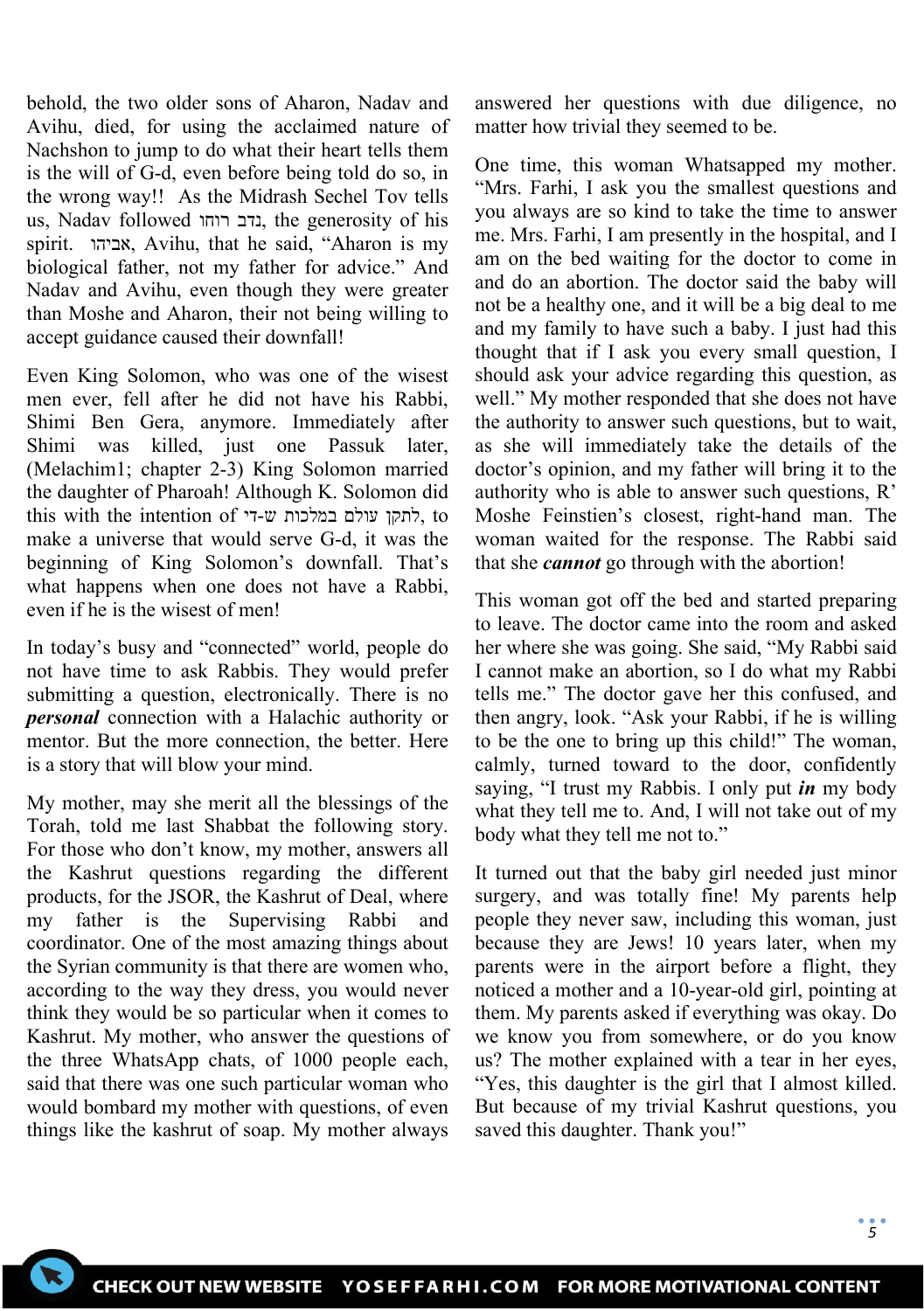behold, the two older sons of Aharon, Nadav and Avihu, died, for using the acclaimed nature of Nachshon to jump to do what their heart tells them is the will of G-d, even before being told do so, in the wrong way!! As the Midrash Sechel Tov tells us, Nadav followed נדב רוחו, the generosity of his spirit. אביהו, Avihu, that he said, "Aharon is my biological father, not my father for advice." And Nadav and Avihu, even though they were greater than Moshe and Aharon, their not being willing to accept guidance caused their downfall!

Even King Solomon, who was one of the wisest men ever, fell after he did not have his Rabbi, Shimi Ben Gera, anymore. Immediately after Shimi was killed, just one Passuk later, (Melachim1; chapter 2-3) King Solomon married the daughter of Pharoah! Although K. Solomon did this with the intention of לתקן עולם במלכות ש-די, to make a universe that would serve G-d, it was the beginning of King Solomon's downfall. That's what happens when one does not have a Rabbi, even if he is the wisest of men!

In today's busy and "connected" world, people do not have time to ask Rabbis. They would prefer submitting a question, electronically. There is no ***personal*** connection with a Halachic authority or mentor. But the more connection, the better. Here is a story that will blow your mind.

My mother, may she merit all the blessings of the Torah, told me last Shabbat the following story. For those who don't know, my mother, answers all the Kashrut questions regarding the different products, for the JSOR, the Kashrut of Deal, where my father is the Supervising Rabbi and coordinator. One of the most amazing things about the Syrian community is that there are women who, according to the way they dress, you would never think they would be so particular when it comes to Kashrut. My mother, who answer the questions of the three WhatsApp chats, of 1000 people each, said that there was one such particular woman who would bombard my mother with questions, of even things like the kashrut of soap. My mother always answered her questions with due diligence, no matter how trivial they seemed to be.

One time, this woman Whatsapped my mother. "Mrs. Farhi, I ask you the smallest questions and you always are so kind to take the time to answer me. Mrs. Farhi, I am presently in the hospital, and I am on the bed waiting for the doctor to come in and do an abortion. The doctor said the baby will not be a healthy one, and it will be a big deal to me and my family to have such a baby. I just had this thought that if I ask you every small question, I should ask your advice regarding this question, as well." My mother responded that she does not have the authority to answer such questions, but to wait, as she will immediately take the details of the doctor's opinion, and my father will bring it to the authority who is able to answer such questions, R' Moshe Feinstien's closest, right-hand man. The woman waited for the response. The Rabbi said that she ***cannot*** go through with the abortion!

This woman got off the bed and started preparing to leave. The doctor came into the room and asked her where she was going. She said, "My Rabbi said I cannot make an abortion, so I do what my Rabbi tells me." The doctor gave her this confused, and then angry, look. "Ask your Rabbi, if he is willing to be the one to bring up this child!" The woman, calmly, turned toward to the door, confidently saying, "I trust my Rabbis. I only put ***in*** my body what they tell me to. And, I will not take out of my body what they tell me not to."

It turned out that the baby girl needed just minor surgery, and was totally fine! My parents help people they never saw, including this woman, just because they are Jews! 10 years later, when my parents were in the airport before a flight, they noticed a mother and a 10-year-old girl, pointing at them. My parents asked if everything was okay. Do we know you from somewhere, or do you know us? The mother explained with a tear in her eyes, "Yes, this daughter is the girl that I almost killed. But because of my trivial Kashrut questions, you saved this daughter. Thank you!"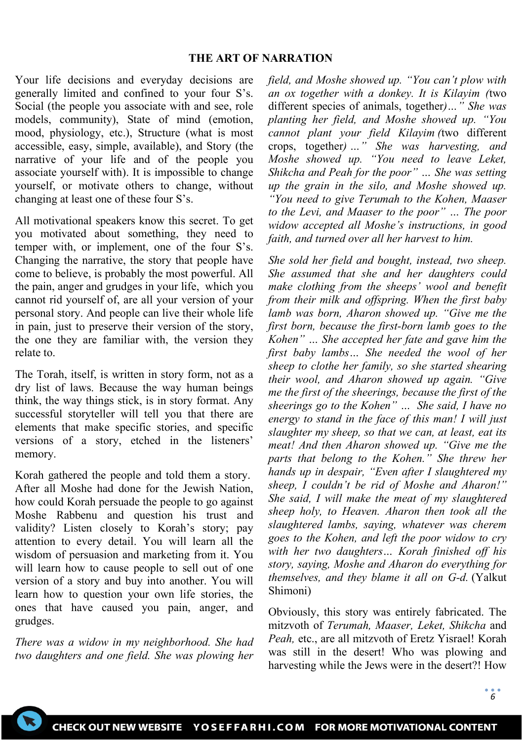## THE ART OF NARRATION

Your life decisions and everyday decisions are generally limited and confined to your four S's. Social (the people you associate with and see, role models, community), State of mind (emotion, mood, physiology, etc.), Structure (what is most accessible, easy, simple, available), and Story (the narrative of your life and of the people you associate yourself with). It is impossible to change yourself, or motivate others to change, without changing at least one of these four S's.

All motivational speakers know this secret. To get you motivated about something, they need to temper with, or implement, one of the four S's. Changing the narrative, the story that people have come to believe, is probably the most powerful. All the pain, anger and grudges in your life, which you cannot rid yourself of, are all your version of your personal story. And people can live their whole life in pain, just to preserve their version of the story, the one they are familiar with, the version they relate to.

The Torah, itself, is written in story form, not as a dry list of laws. Because the way human beings think, the way things stick, is in story format. Any successful storyteller will tell you that there are elements that make specific stories, and specific versions of a story, etched in the listeners' memory.

Korah gathered the people and told them a story. After all Moshe had done for the Jewish Nation, how could Korah persuade the people to go against Moshe Rabbenu and question his trust and validity? Listen closely to Korah's story; pay attention to every detail. You will learn all the wisdom of persuasion and marketing from it. You will learn how to cause people to sell out of one version of a story and buy into another. You will learn how to question your own life stories, the ones that have caused you pain, anger, and grudges.

*There was a widow in my neighborhood. She had two daughters and one field. She was plowing her field, and Moshe showed up. "You can't plow with an ox together with a donkey. It is Kilayim (*two different species of animals, together*)…" She was planting her field, and Moshe showed up. "You cannot plant your field Kilayim (*two different crops, together*) …" She was harvesting, and Moshe showed up. "You need to leave Leket, Shikcha and Peah for the poor" … She was setting up the grain in the silo, and Moshe showed up. "You need to give Terumah to the Kohen, Maaser to the Levi, and Maaser to the poor" … The poor widow accepted all Moshe's instructions, in good faith, and turned over all her harvest to him.*

*She sold her field and bought, instead, two sheep. She assumed that she and her daughters could make clothing from the sheeps' wool and benefit from their milk and offspring. When the first baby lamb was born, Aharon showed up. "Give me the first born, because the first-born lamb goes to the Kohen" … She accepted her fate and gave him the first baby lambs… She needed the wool of her sheep to clothe her family, so she started shearing their wool, and Aharon showed up again. "Give me the first of the sheerings, because the first of the sheerings go to the Kohen" … She said, I have no energy to stand in the face of this man! I will just slaughter my sheep, so that we can, at least, eat its meat! And then Aharon showed up. "Give me the parts that belong to the Kohen." She threw her hands up in despair, "Even after I slaughtered my sheep, I couldn't be rid of Moshe and Aharon!" She said, I will make the meat of my slaughtered sheep holy, to Heaven. Aharon then took all the slaughtered lambs, saying, whatever was cherem goes to the Kohen, and left the poor widow to cry with her two daughters… Korah finished off his story, saying, Moshe and Aharon do everything for themselves, and they blame it all on G-d.* (Yalkut Shimoni)

Obviously, this story was entirely fabricated. The mitzvoth of *Terumah, Maaser, Leket, Shikcha* and *Peah,* etc., are all mitzvoth of Eretz Yisrael! Korah was still in the desert! Who was plowing and harvesting while the Jews were in the desert?! How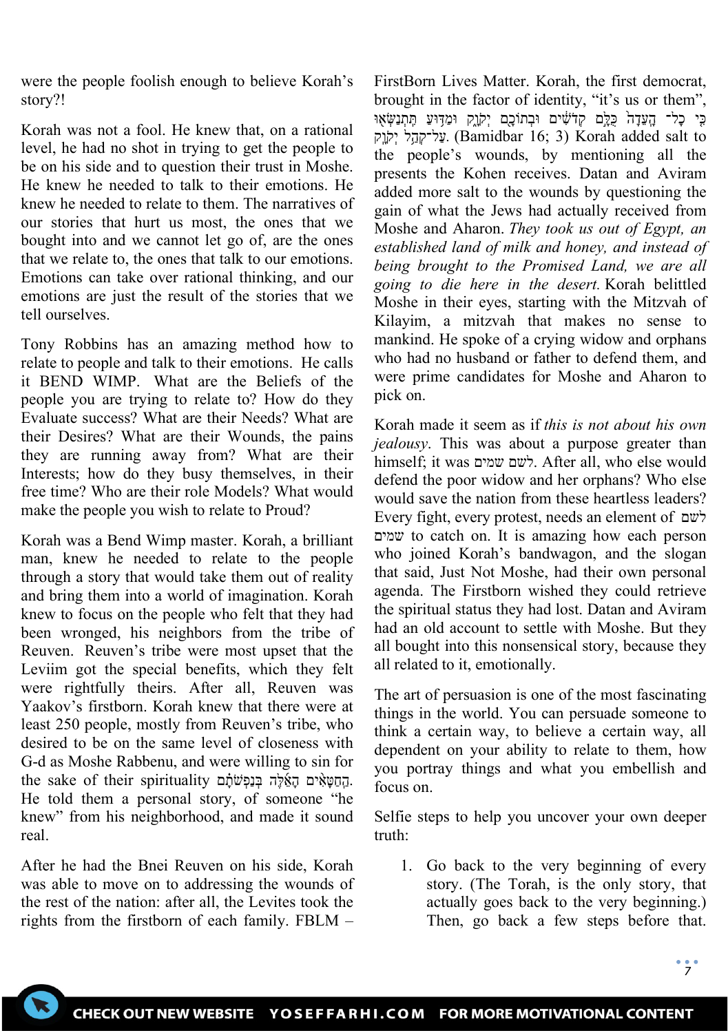were the people foolish enough to believe Korah's story?!

Korah was not a fool. He knew that, on a rational level, he had no shot in trying to get the people to be on his side and to question their trust in Moshe. He knew he needed to talk to their emotions. He knew he needed to relate to them. The narratives of our stories that hurt us most, the ones that we bought into and we cannot let go of, are the ones that we relate to, the ones that talk to our emotions. Emotions can take over rational thinking, and our emotions are just the result of the stories that we tell ourselves.

Tony Robbins has an amazing method how to relate to people and talk to their emotions. He calls it BEND WIMP. What are the Beliefs of the people you are trying to relate to? How do they Evaluate success? What are their Needs? What are their Desires? What are their Wounds, the pains they are running away from? What are their Interests; how do they busy themselves, in their free time? Who are their role Models? What would make the people you wish to relate to Proud?

Korah was a Bend Wimp master. Korah, a brilliant man, knew he needed to relate to the people through a story that would take them out of reality and bring them into a world of imagination. Korah knew to focus on the people who felt that they had been wronged, his neighbors from the tribe of Reuven. Reuven's tribe were most upset that the Leviim got the special benefits, which they felt were rightfully theirs. After all, Reuven was Yaakov's firstborn. Korah knew that there were at least 250 people, mostly from Reuven's tribe, who desired to be on the same level of closeness with G-d as Moshe Rabbenu, and were willing to sin for the sake of their spirituality הַחַטָּאִים הָאֵלֶּה בְּנַפְשֹׁתָם. He told them a personal story, of someone "he knew" from his neighborhood, and made it sound real.

After he had the Bnei Reuven on his side, Korah was able to move on to addressing the wounds of the rest of the nation: after all, the Levites took the rights from the firstborn of each family. FBLM – FirstBorn Lives Matter. Korah, the first democrat, brought in the factor of identity, "it's us or them", כִּי כָל־ הָעֵדָה כֻּלָּם קְדֹשִׁים וּבְתוֹכָם יְקֹוָק וּמַדּוּעַ תִּתְנַשְּׂאוּ עַל־קְהַל יְקֹוָק. (Bamidbar 16; 3) Korah added salt to the people's wounds, by mentioning all the presents the Kohen receives. Datan and Aviram added more salt to the wounds by questioning the gain of what the Jews had actually received from Moshe and Aharon. *They took us out of Egypt, an established land of milk and honey, and instead of being brought to the Promised Land, we are all going to die here in the desert.* Korah belittled Moshe in their eyes, starting with the Mitzvah of Kilayim, a mitzvah that makes no sense to mankind. He spoke of a crying widow and orphans who had no husband or father to defend them, and were prime candidates for Moshe and Aharon to pick on.

Korah made it seem as if *this is not about his own jealousy*. This was about a purpose greater than himself; it was לשם שמים. After all, who else would defend the poor widow and her orphans? Who else would save the nation from these heartless leaders? Every fight, every protest, needs an element of לשם שמים to catch on. It is amazing how each person who joined Korah's bandwagon, and the slogan that said, Just Not Moshe, had their own personal agenda. The Firstborn wished they could retrieve the spiritual status they had lost. Datan and Aviram had an old account to settle with Moshe. But they all bought into this nonsensical story, because they all related to it, emotionally.

The art of persuasion is one of the most fascinating things in the world. You can persuade someone to think a certain way, to believe a certain way, all dependent on your ability to relate to them, how you portray things and what you embellish and focus on.

Selfie steps to help you uncover your own deeper truth:

1. Go back to the very beginning of every story. (The Torah, is the only story, that actually goes back to the very beginning.) Then, go back a few steps before that.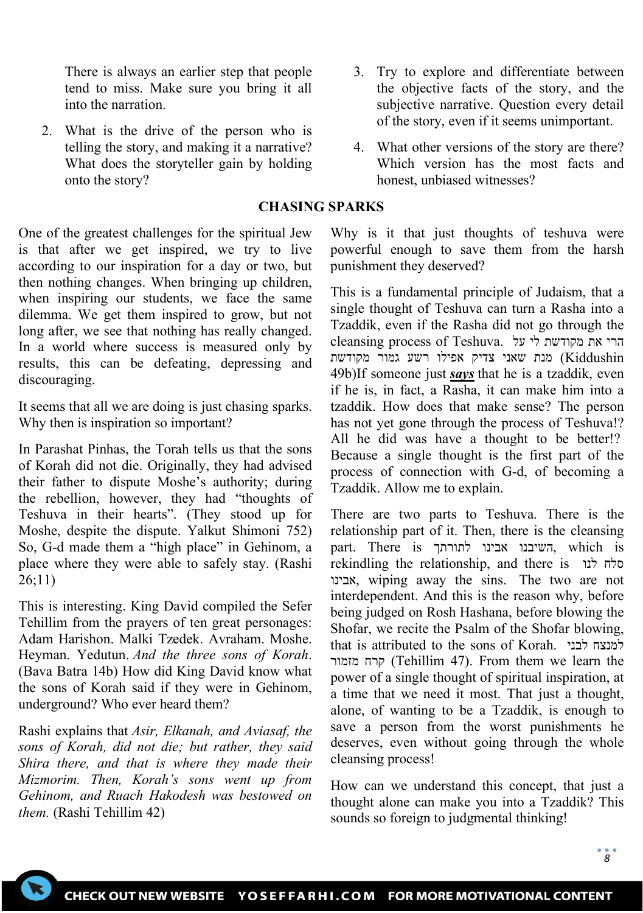There is always an earlier step that people tend to miss. Make sure you bring it all into the narration.

2. What is the drive of the person who is telling the story, and making it a narrative? What does the storyteller gain by holding onto the story?

3. Try to explore and differentiate between the objective facts of the story, and the subjective narrative. Question every detail of the story, even if it seems unimportant.

4. What other versions of the story are there? Which version has the most facts and honest, unbiased witnesses?

## CHASING SPARKS

One of the greatest challenges for the spiritual Jew is that after we get inspired, we try to live according to our inspiration for a day or two, but then nothing changes. When bringing up children, when inspiring our students, we face the same dilemma. We get them inspired to grow, but not long after, we see that nothing has really changed. In a world where success is measured only by results, this can be defeating, depressing and discouraging.

It seems that all we are doing is just chasing sparks. Why then is inspiration so important?

In Parashat Pinhas, the Torah tells us that the sons of Korah did not die. Originally, they had advised their father to dispute Moshe's authority; during the rebellion, however, they had "thoughts of Teshuva in their hearts". (They stood up for Moshe, despite the dispute. Yalkut Shimoni 752) So, G-d made them a "high place" in Gehinom, a place where they were able to safely stay. (Rashi 26;11)

This is interesting. King David compiled the Sefer Tehillim from the prayers of ten great personages: Adam Harishon. Malki Tzedek. Avraham. Moshe. Heyman. Yedutun. *And the three sons of Korah*. (Bava Batra 14b) How did King David know what the sons of Korah said if they were in Gehinom, underground? Who ever heard them?

Rashi explains that *Asir, Elkanah, and Aviasaf, the sons of Korah, did not die; but rather, they said Shira there, and that is where they made their Mizmorim. Then, Korah's sons went up from Gehinom, and Ruach Hakodesh was bestowed on them.* (Rashi Tehillim 42)

Why is it that just thoughts of teshuva were powerful enough to save them from the harsh punishment they deserved?

This is a fundamental principle of Judaism, that a single thought of Teshuva can turn a Rasha into a Tzaddik, even if the Rasha did not go through the cleansing process of Teshuva. הרי את מקודשת לי על מנת שאני צדיק אפילו רשע גמור מקודשת (Kiddushin 49b)If someone just ***says*** that he is a tzaddik, even if he is, in fact, a Rasha, it can make him into a tzaddik. How does that make sense? The person has not yet gone through the process of Teshuva!? All he did was have a thought to be better!? Because a single thought is the first part of the process of connection with G-d, of becoming a Tzaddik. Allow me to explain.

There are two parts to Teshuva. There is the relationship part of it. Then, there is the cleansing part. There is השיבנו אבינו לתורתך, which is rekindling the relationship, and there is סלח לנו אבינו, wiping away the sins. The two are not interdependent. And this is the reason why, before being judged on Rosh Hashana, before blowing the Shofar, we recite the Psalm of the Shofar blowing, that is attributed to the sons of Korah. למנצח לבני קרח מזמור (Tehillim 47). From them we learn the power of a single thought of spiritual inspiration, at a time that we need it most. That just a thought, alone, of wanting to be a Tzaddik, is enough to save a person from the worst punishments he deserves, even without going through the whole cleansing process!

How can we understand this concept, that just a thought alone can make you into a Tzaddik? This sounds so foreign to judgmental thinking!

CHECK OUT NEW WEBSITE YOSEFFARHI.COM FOR MORE MOTIVATIONAL CONTENT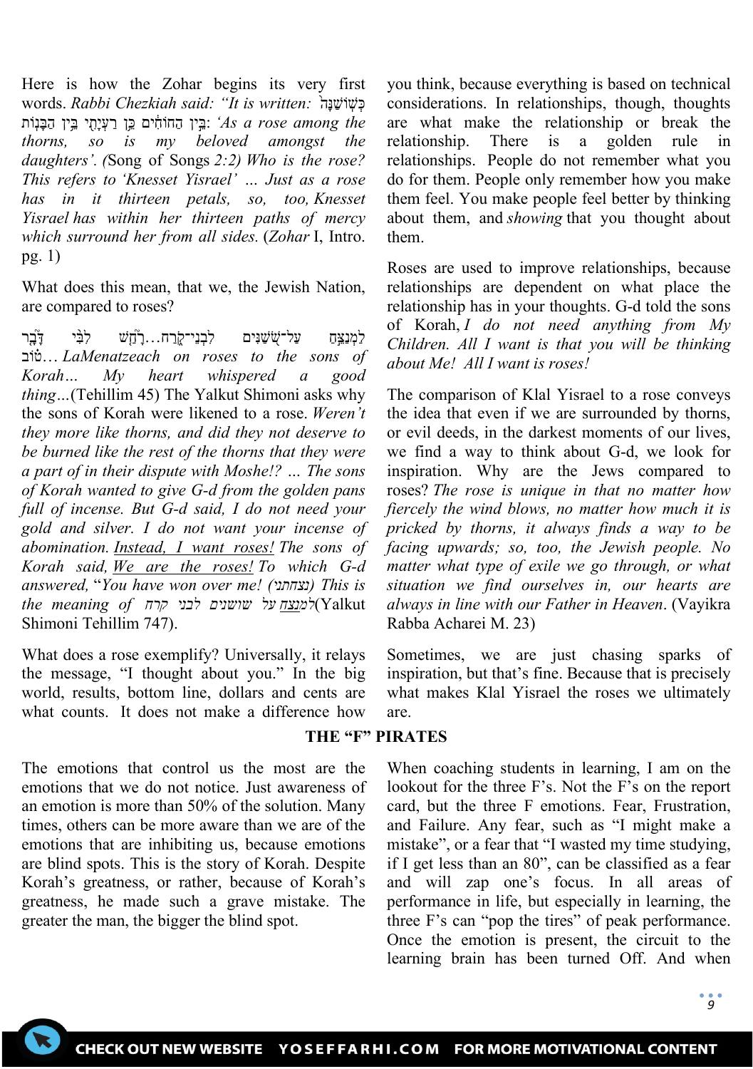Here is how the Zohar begins its very first words. *Rabbi Chezkiah said: "It is written:* כְּשׁוֹשַׁנָּה בֵּין הַחוֹחִים כֵּן רַעְיָתִי בֵּין הַבָּנוֹת: *'As a rose among the thorns, so is my beloved amongst the daughters'. (*Song of Songs *2:2) Who is the rose? This refers to 'Knesset Yisrael' … Just as a rose has in it thirteen petals, so, too, Knesset Yisrael has within her thirteen paths of mercy which surround her from all sides.* (*Zohar* I, Intro. pg. 1)

What does this mean, that we, the Jewish Nation, are compared to roses?

לַמְנַצֵּחַ עַל־שֹׁשַׁנִּים לִבְנֵי־קֹרַח...רָחַשׁ לִבִּי דָּבָר טוֹב… *LaMenatzeach on roses to the sons of Korah… My heart whispered a good thing…*(Tehillim 45) The Yalkut Shimoni asks why the sons of Korah were likened to a rose. *Weren't they more like thorns, and did they not deserve to be burned like the rest of the thorns that they were a part of in their dispute with Moshe!? … The sons of Korah wanted to give G-d from the golden pans full of incense. But G-d said, I do not need your gold and silver. I do not want your incense of abomination. Instead, I want roses! The sons of Korah said, We are the roses! To which G-d answered, "You have won over me! (נצחתני) This is the meaning of* למנצח על שושנים לבני קרח(Yalkut Shimoni Tehillim 747).

What does a rose exemplify? Universally, it relays the message, "I thought about you." In the big world, results, bottom line, dollars and cents are what counts. It does not make a difference how you think, because everything is based on technical considerations. In relationships, though, thoughts are what make the relationship or break the relationship. There is a golden rule in relationships. People do not remember what you do for them. People only remember how you make them feel. You make people feel better by thinking about them, and *showing* that you thought about them.

Roses are used to improve relationships, because relationships are dependent on what place the relationship has in your thoughts. G-d told the sons of Korah, *I do not need anything from My Children. All I want is that you will be thinking about Me! All I want is roses!*

The comparison of Klal Yisrael to a rose conveys the idea that even if we are surrounded by thorns, or evil deeds, in the darkest moments of our lives, we find a way to think about G-d, we look for inspiration. Why are the Jews compared to roses? *The rose is unique in that no matter how fiercely the wind blows, no matter how much it is pricked by thorns, it always finds a way to be facing upwards; so, too, the Jewish people. No matter what type of exile we go through, or what situation we find ourselves in, our hearts are always in line with our Father in Heaven*. (Vayikra Rabba Acharei M. 23)

Sometimes, we are just chasing sparks of inspiration, but that's fine. Because that is precisely what makes Klal Yisrael the roses we ultimately are.

## THE "F" PIRATES

The emotions that control us the most are the emotions that we do not notice. Just awareness of an emotion is more than 50% of the solution. Many times, others can be more aware than we are of the emotions that are inhibiting us, because emotions are blind spots. This is the story of Korah. Despite Korah's greatness, or rather, because of Korah's greatness, he made such a grave mistake. The greater the man, the bigger the blind spot.

When coaching students in learning, I am on the lookout for the three F's. Not the F's on the report card, but the three F emotions. Fear, Frustration, and Failure. Any fear, such as "I might make a mistake", or a fear that "I wasted my time studying, if I get less than an 80", can be classified as a fear and will zap one's focus. In all areas of performance in life, but especially in learning, the three F's can "pop the tires" of peak performance. Once the emotion is present, the circuit to the learning brain has been turned Off. And when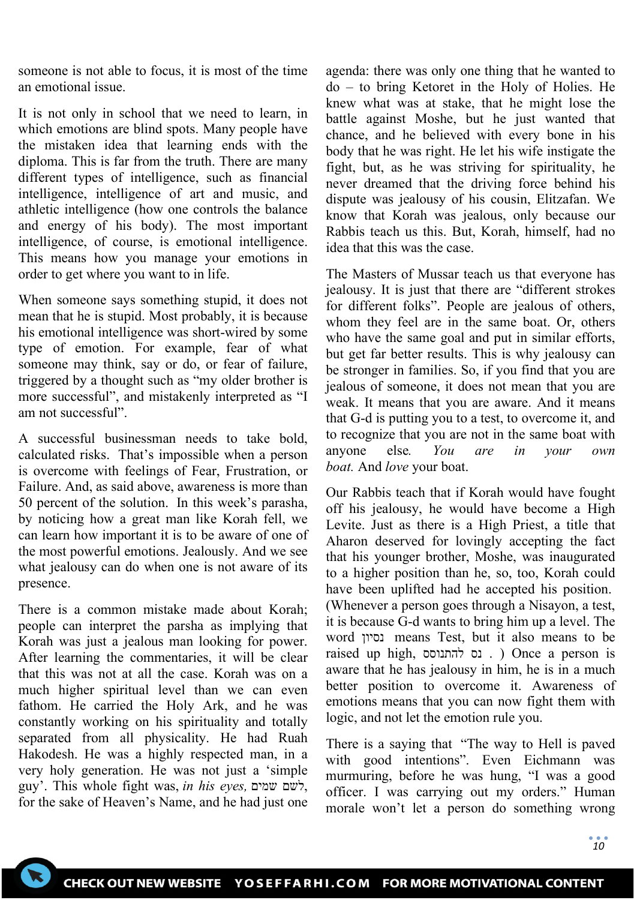someone is not able to focus, it is most of the time an emotional issue.

It is not only in school that we need to learn, in which emotions are blind spots. Many people have the mistaken idea that learning ends with the diploma. This is far from the truth. There are many different types of intelligence, such as financial intelligence, intelligence of art and music, and athletic intelligence (how one controls the balance and energy of his body). The most important intelligence, of course, is emotional intelligence. This means how you manage your emotions in order to get where you want to in life.

When someone says something stupid, it does not mean that he is stupid. Most probably, it is because his emotional intelligence was short-wired by some type of emotion. For example, fear of what someone may think, say or do, or fear of failure, triggered by a thought such as "my older brother is more successful", and mistakenly interpreted as "I am not successful".

A successful businessman needs to take bold, calculated risks. That's impossible when a person is overcome with feelings of Fear, Frustration, or Failure. And, as said above, awareness is more than 50 percent of the solution. In this week's parasha, by noticing how a great man like Korah fell, we can learn how important it is to be aware of one of the most powerful emotions. Jealously. And we see what jealousy can do when one is not aware of its presence.

There is a common mistake made about Korah; people can interpret the parsha as implying that Korah was just a jealous man looking for power. After learning the commentaries, it will be clear that this was not at all the case. Korah was on a much higher spiritual level than we can even fathom. He carried the Holy Ark, and he was constantly working on his spirituality and totally separated from all physicality. He had Ruah Hakodesh. He was a highly respected man, in a very holy generation. He was not just a 'simple guy'. This whole fight was, *in his eyes,* לשם שמים, for the sake of Heaven's Name, and he had just one agenda: there was only one thing that he wanted to do – to bring Ketoret in the Holy of Holies. He knew what was at stake, that he might lose the battle against Moshe, but he just wanted that chance, and he believed with every bone in his body that he was right. He let his wife instigate the fight, but, as he was striving for spirituality, he never dreamed that the driving force behind his dispute was jealousy of his cousin, Elitzafan. We know that Korah was jealous, only because our Rabbis teach us this. But, Korah, himself, had no idea that this was the case.

The Masters of Mussar teach us that everyone has jealousy. It is just that there are "different strokes for different folks". People are jealous of others, whom they feel are in the same boat. Or, others who have the same goal and put in similar efforts, but get far better results. This is why jealousy can be stronger in families. So, if you find that you are jealous of someone, it does not mean that you are weak. It means that you are aware. And it means that G-d is putting you to a test, to overcome it, and to recognize that you are not in the same boat with anyone else*. You are in your own boat.* And *love* your boat.

Our Rabbis teach that if Korah would have fought off his jealousy, he would have become a High Levite. Just as there is a High Priest, a title that Aharon deserved for lovingly accepting the fact that his younger brother, Moshe, was inaugurated to a higher position than he, so, too, Korah could have been uplifted had he accepted his position. (Whenever a person goes through a Nisayon, a test, it is because G-d wants to bring him up a level. The word נסיון means Test, but it also means to be raised up high, נס להתנוסס . ) Once a person is aware that he has jealousy in him, he is in a much better position to overcome it. Awareness of emotions means that you can now fight them with logic, and not let the emotion rule you.

There is a saying that "The way to Hell is paved with good intentions". Even Eichmann was murmuring, before he was hung, "I was a good officer. I was carrying out my orders." Human morale won't let a person do something wrong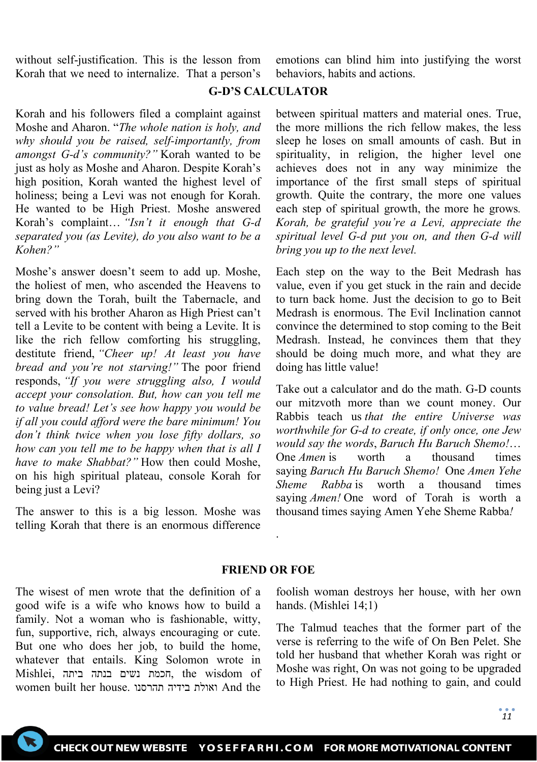without self-justification. This is the lesson from Korah that we need to internalize. That a person's emotions can blind him into justifying the worst behaviors, habits and actions.

## G-D'S CALCULATOR

Korah and his followers filed a complaint against Moshe and Aharon. "*The whole nation is holy, and why should you be raised, self-importantly, from amongst G-d's community?"* Korah wanted to be just as holy as Moshe and Aharon. Despite Korah's high position, Korah wanted the highest level of holiness; being a Levi was not enough for Korah. He wanted to be High Priest. Moshe answered Korah's complaint… *"Isn't it enough that G-d separated you (as Levite), do you also want to be a Kohen?"*

Moshe's answer doesn't seem to add up. Moshe, the holiest of men, who ascended the Heavens to bring down the Torah, built the Tabernacle, and served with his brother Aharon as High Priest can't tell a Levite to be content with being a Levite. It is like the rich fellow comforting his struggling, destitute friend, *"Cheer up! At least you have bread and you're not starving!"* The poor friend responds, *"If you were struggling also, I would accept your consolation. But, how can you tell me to value bread! Let's see how happy you would be if all you could afford were the bare minimum! You don't think twice when you lose fifty dollars, so how can you tell me to be happy when that is all I have to make Shabbat?"* How then could Moshe, on his high spiritual plateau, console Korah for being just a Levi?

The answer to this is a big lesson. Moshe was telling Korah that there is an enormous difference between spiritual matters and material ones. True, the more millions the rich fellow makes, the less sleep he loses on small amounts of cash. But in spirituality, in religion, the higher level one achieves does not in any way minimize the importance of the first small steps of spiritual growth. Quite the contrary, the more one values each step of spiritual growth, the more he grows. *Korah, be grateful you're a Levi, appreciate the spiritual level G-d put you on, and then G-d will bring you up to the next level.*

Each step on the way to the Beit Medrash has value, even if you get stuck in the rain and decide to turn back home. Just the decision to go to Beit Medrash is enormous. The Evil Inclination cannot convince the determined to stop coming to the Beit Medrash. Instead, he convinces them that they should be doing much more, and what they are doing has little value!

Take out a calculator and do the math. G-D counts our mitzvoth more than we count money. Our Rabbis teach us *that the entire Universe was worthwhile for G-d to create, if only once, one Jew would say the words*, *Baruch Hu Baruch Shemo!*… One *Amen* is worth a thousand times saying *Baruch Hu Baruch Shemo!* One *Amen Yehe Sheme Rabba* is worth a thousand times saying *Amen!* One word of Torah is worth a thousand times saying Amen Yehe Sheme Rabba*!*

.

## FRIEND OR FOE

The wisest of men wrote that the definition of a good wife is a wife who knows how to build a family. Not a woman who is fashionable, witty, fun, supportive, rich, always encouraging or cute. But one who does her job, to build the home, whatever that entails. King Solomon wrote in Mishlei, חכמת נשים בנתה ביתה, the wisdom of women built her house. ואולת בידיה תהרסנו And the foolish woman destroys her house, with her own hands. (Mishlei 14;1)

The Talmud teaches that the former part of the verse is referring to the wife of On Ben Pelet. She told her husband that whether Korah was right or Moshe was right, On was not going to be upgraded to High Priest. He had nothing to gain, and could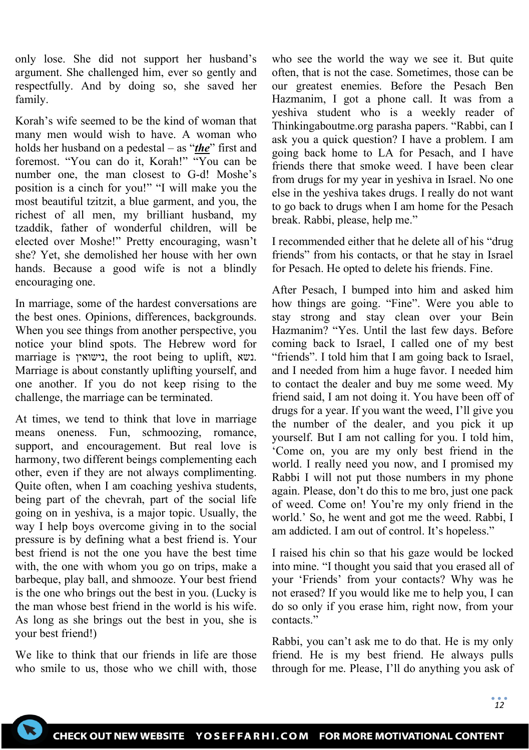only lose. She did not support her husband's argument. She challenged him, ever so gently and respectfully. And by doing so, she saved her family.

Korah's wife seemed to be the kind of woman that many men would wish to have. A woman who holds her husband on a pedestal – as "***the***" first and foremost. "You can do it, Korah!" "You can be number one, the man closest to G-d! Moshe's position is a cinch for you!" "I will make you the most beautiful tzitzit, a blue garment, and you, the richest of all men, my brilliant husband, my tzaddik, father of wonderful children, will be elected over Moshe!" Pretty encouraging, wasn't she? Yet, she demolished her house with her own hands. Because a good wife is not a blindly encouraging one.

In marriage, some of the hardest conversations are the best ones. Opinions, differences, backgrounds. When you see things from another perspective, you notice your blind spots. The Hebrew word for marriage is נישואין, the root being to uplift, נשא. Marriage is about constantly uplifting yourself, and one another. If you do not keep rising to the challenge, the marriage can be terminated.

At times, we tend to think that love in marriage means oneness. Fun, schmoozing, romance, support, and encouragement. But real love is harmony, two different beings complementing each other, even if they are not always complimenting. Quite often, when I am coaching yeshiva students, being part of the chevrah, part of the social life going on in yeshiva, is a major topic. Usually, the way I help boys overcome giving in to the social pressure is by defining what a best friend is. Your best friend is not the one you have the best time with, the one with whom you go on trips, make a barbeque, play ball, and shmooze. Your best friend is the one who brings out the best in you. (Lucky is the man whose best friend in the world is his wife. As long as she brings out the best in you, she is your best friend!)

We like to think that our friends in life are those who smile to us, those who we chill with, those who see the world the way we see it. But quite often, that is not the case. Sometimes, those can be our greatest enemies. Before the Pesach Ben Hazmanim, I got a phone call. It was from a yeshiva student who is a weekly reader of Thinkingaboutme.org parasha papers. "Rabbi, can I ask you a quick question? I have a problem. I am going back home to LA for Pesach, and I have friends there that smoke weed. I have been clear from drugs for my year in yeshiva in Israel. No one else in the yeshiva takes drugs. I really do not want to go back to drugs when I am home for the Pesach break. Rabbi, please, help me."

I recommended either that he delete all of his "drug friends" from his contacts, or that he stay in Israel for Pesach. He opted to delete his friends. Fine.

After Pesach, I bumped into him and asked him how things are going. "Fine". Were you able to stay strong and stay clean over your Bein Hazmanim? "Yes. Until the last few days. Before coming back to Israel, I called one of my best "friends". I told him that I am going back to Israel, and I needed from him a huge favor. I needed him to contact the dealer and buy me some weed. My friend said, I am not doing it. You have been off of drugs for a year. If you want the weed, I'll give you the number of the dealer, and you pick it up yourself. But I am not calling for you. I told him, 'Come on, you are my only best friend in the world. I really need you now, and I promised my Rabbi I will not put those numbers in my phone again. Please, don't do this to me bro, just one pack of weed. Come on! You're my only friend in the world.' So, he went and got me the weed. Rabbi, I am addicted. I am out of control. It's hopeless."

I raised his chin so that his gaze would be locked into mine. "I thought you said that you erased all of your 'Friends' from your contacts? Why was he not erased? If you would like me to help you, I can do so only if you erase him, right now, from your contacts."

Rabbi, you can't ask me to do that. He is my only friend. He is my best friend. He always pulls through for me. Please, I'll do anything you ask of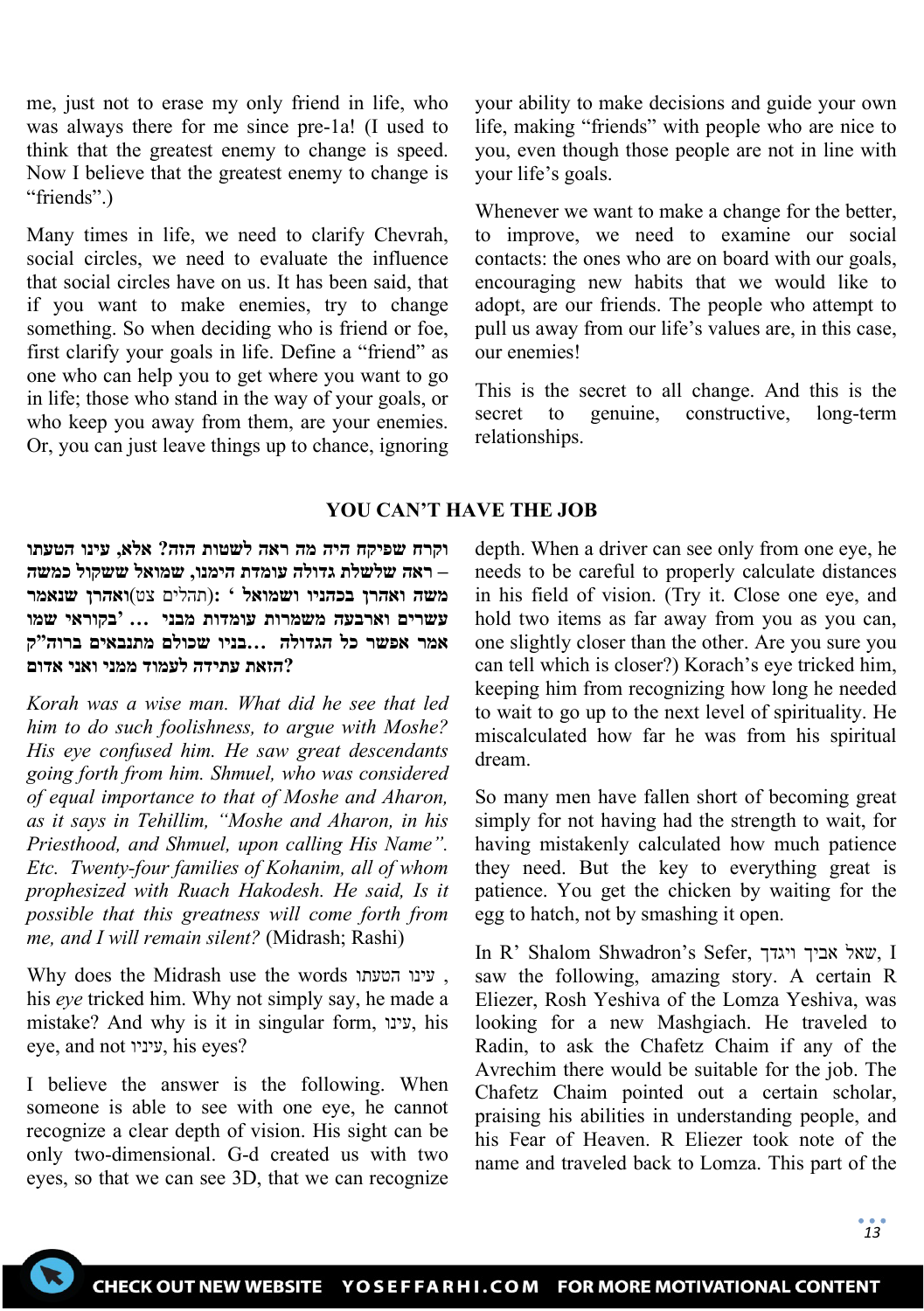me, just not to erase my only friend in life, who was always there for me since pre-1a! (I used to think that the greatest enemy to change is speed. Now I believe that the greatest enemy to change is "friends".)

Many times in life, we need to clarify Chevrah, social circles, we need to evaluate the influence that social circles have on us. It has been said, that if you want to make enemies, try to change something. So when deciding who is friend or foe, first clarify your goals in life. Define a "friend" as one who can help you to get where you want to go in life; those who stand in the way of your goals, or who keep you away from them, are your enemies. Or, you can just leave things up to chance, ignoring your ability to make decisions and guide your own life, making "friends" with people who are nice to you, even though those people are not in line with your life's goals.

Whenever we want to make a change for the better, to improve, we need to examine our social contacts: the ones who are on board with our goals, encouraging new habits that we would like to adopt, are our friends. The people who attempt to pull us away from our life's values are, in this case, our enemies!

This is the secret to all change. And this is the secret to genuine, constructive, long-term relationships.

## YOU CAN'T HAVE THE JOB

**וקרח שפיקח היה מה ראה לשטות הזה? אלא, עינו הטעתו – ראה שלשלת גדולה עומדת הימנו, שמואל ששקול כמשה ואהרן שנאמר (תהלים צט): 'משה ואהרן בכהניו ושמואל בקוראי שמו' ... עשרים וארבעה משמרות עומדות מבני בניו שכולם מתנבאים ברוה"ק... אמר אפשר כל הגדולה הזאת עתידה לעמוד ממני ואני אדום?**

*Korah was a wise man. What did he see that led him to do such foolishness, to argue with Moshe? His eye confused him. He saw great descendants going forth from him. Shmuel, who was considered of equal importance to that of Moshe and Aharon, as it says in Tehillim, "Moshe and Aharon, in his Priesthood, and Shmuel, upon calling His Name". Etc. Twenty-four families of Kohanim, all of whom prophesized with Ruach Hakodesh. He said, Is it possible that this greatness will come forth from me, and I will remain silent?* (Midrash; Rashi)

Why does the Midrash use the words עינו הטעתו , his *eye* tricked him. Why not simply say, he made a mistake? And why is it in singular form, עינו, his eye, and not עיניו, his eyes?

I believe the answer is the following. When someone is able to see with one eye, he cannot recognize a clear depth of vision. His sight can be only two-dimensional. G-d created us with two eyes, so that we can see 3D, that we can recognize depth. When a driver can see only from one eye, he needs to be careful to properly calculate distances in his field of vision. (Try it. Close one eye, and hold two items as far away from you as you can, one slightly closer than the other. Are you sure you can tell which is closer?) Korach's eye tricked him, keeping him from recognizing how long he needed to wait to go up to the next level of spirituality. He miscalculated how far he was from his spiritual dream.

So many men have fallen short of becoming great simply for not having had the strength to wait, for having mistakenly calculated how much patience they need. But the key to everything great is patience. You get the chicken by waiting for the egg to hatch, not by smashing it open.

In R' Shalom Shwadron's Sefer, שאל אביך ויגדך, I saw the following, amazing story. A certain R Eliezer, Rosh Yeshiva of the Lomza Yeshiva, was looking for a new Mashgiach. He traveled to Radin, to ask the Chafetz Chaim if any of the Avrechim there would be suitable for the job. The Chafetz Chaim pointed out a certain scholar, praising his abilities in understanding people, and his Fear of Heaven. R Eliezer took note of the name and traveled back to Lomza. This part of the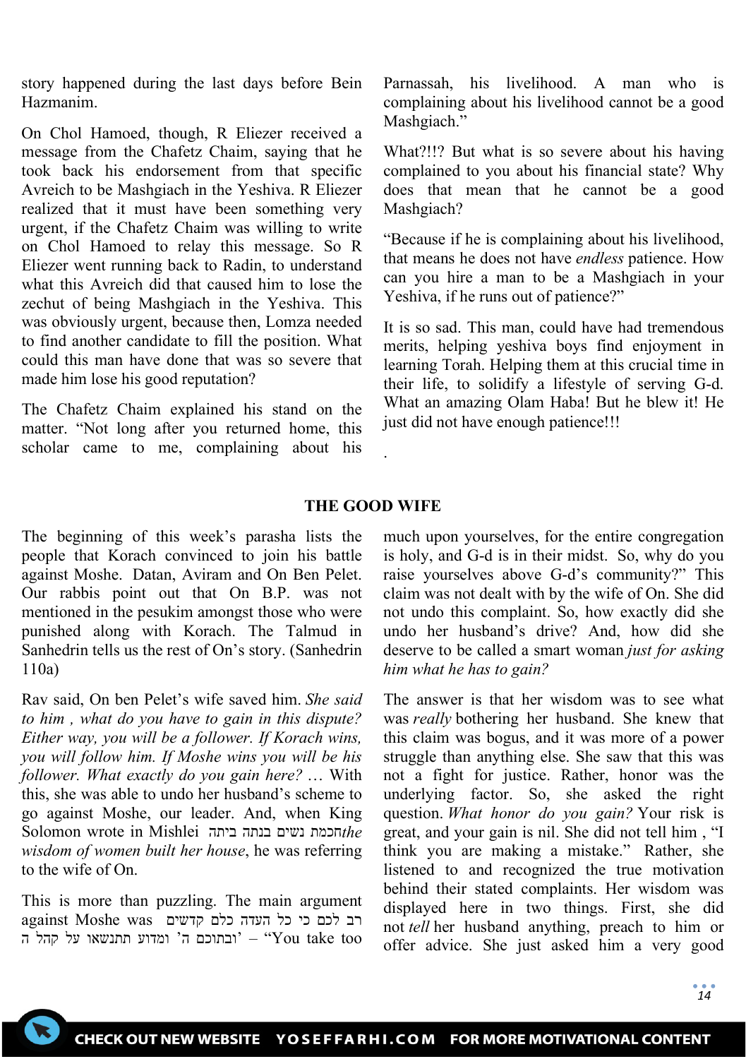story happened during the last days before Bein Hazmanim.

On Chol Hamoed, though, R Eliezer received a message from the Chafetz Chaim, saying that he took back his endorsement from that specific Avreich to be Mashgiach in the Yeshiva. R Eliezer realized that it must have been something very urgent, if the Chafetz Chaim was willing to write on Chol Hamoed to relay this message. So R Eliezer went running back to Radin, to understand what this Avreich did that caused him to lose the zechut of being Mashgiach in the Yeshiva. This was obviously urgent, because then, Lomza needed to find another candidate to fill the position. What could this man have done that was so severe that made him lose his good reputation?

The Chafetz Chaim explained his stand on the matter. "Not long after you returned home, this scholar came to me, complaining about his Parnassah, his livelihood. A man who is complaining about his livelihood cannot be a good Mashgiach."

What?!!? But what is so severe about his having complained to you about his financial state? Why does that mean that he cannot be a good Mashgiach?

"Because if he is complaining about his livelihood, that means he does not have *endless* patience. How can you hire a man to be a Mashgiach in your Yeshiva, if he runs out of patience?"

It is so sad. This man, could have had tremendous merits, helping yeshiva boys find enjoyment in learning Torah. Helping them at this crucial time in their life, to solidify a lifestyle of serving G-d. What an amazing Olam Haba! But he blew it! He just did not have enough patience!!!

.

## THE GOOD WIFE

The beginning of this week's parasha lists the people that Korach convinced to join his battle against Moshe. Datan, Aviram and On Ben Pelet. Our rabbis point out that On B.P. was not mentioned in the pesukim amongst those who were punished along with Korach. The Talmud in Sanhedrin tells us the rest of On's story. (Sanhedrin 110a)

Rav said, On ben Pelet's wife saved him. *She said to him , what do you have to gain in this dispute? Either way, you will be a follower. If Korach wins, you will follow him. If Moshe wins you will be his follower. What exactly do you gain here?* … With this, she was able to undo her husband's scheme to go against Moshe, our leader. And, when King Solomon wrote in Mishlei חכמת נשים בנתה ביתה *the wisdom of women built her house*, he was referring to the wife of On.

This is more than puzzling. The main argument against Moshe was רב לכם כי כל העדה כלם קדשים ובתוכם ה' ומדוע תתנשאו על קהל ה' – "You take too much upon yourselves, for the entire congregation is holy, and G-d is in their midst. So, why do you raise yourselves above G-d's community?" This claim was not dealt with by the wife of On. She did not undo this complaint. So, how exactly did she undo her husband's drive? And, how did she deserve to be called a smart woman *just for asking him what he has to gain?*

The answer is that her wisdom was to see what was *really* bothering her husband. She knew that this claim was bogus, and it was more of a power struggle than anything else. She saw that this was not a fight for justice. Rather, honor was the underlying factor. So, she asked the right question. *What honor do you gain?* Your risk is great, and your gain is nil. She did not tell him , "I think you are making a mistake." Rather, she listened to and recognized the true motivation behind their stated complaints. Her wisdom was displayed here in two things. First, she did not *tell* her husband anything, preach to him or offer advice. She just asked him a very good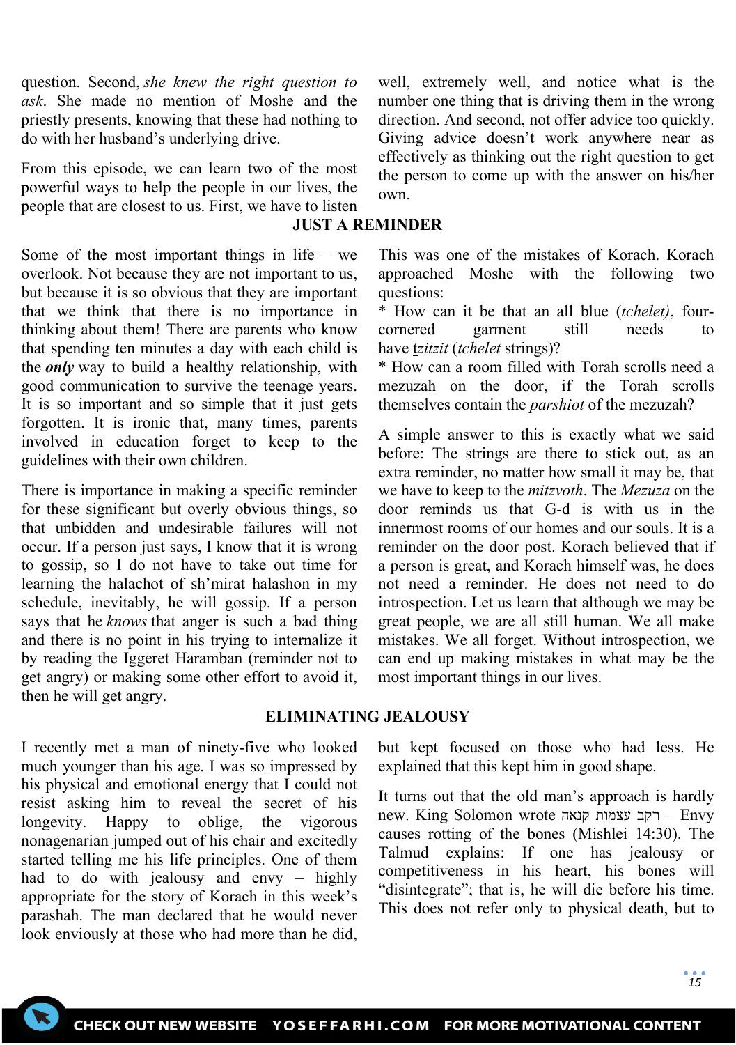question. Second, *she knew the right question to ask*. She made no mention of Moshe and the priestly presents, knowing that these had nothing to do with her husband's underlying drive.

From this episode, we can learn two of the most powerful ways to help the people in our lives, the people that are closest to us. First, we have to listen well, extremely well, and notice what is the number one thing that is driving them in the wrong direction. And second, not offer advice too quickly. Giving advice doesn't work anywhere near as effectively as thinking out the right question to get the person to come up with the answer on his/her own.

## JUST A REMINDER

Some of the most important things in life – we overlook. Not because they are not important to us, but because it is so obvious that they are important that we think that there is no importance in thinking about them! There are parents who know that spending ten minutes a day with each child is the ***only*** way to build a healthy relationship, with good communication to survive the teenage years. It is so important and so simple that it just gets forgotten. It is ironic that, many times, parents involved in education forget to keep to the guidelines with their own children.

There is importance in making a specific reminder for these significant but overly obvious things, so that unbidden and undesirable failures will not occur. If a person just says, I know that it is wrong to gossip, so I do not have to take out time for learning the halachot of sh'mirat halashon in my schedule, inevitably, he will gossip. If a person says that he *knows* that anger is such a bad thing and there is no point in his trying to internalize it by reading the Iggeret Haramban (reminder not to get angry) or making some other effort to avoid it, then he will get angry.

This was one of the mistakes of Korach. Korach approached Moshe with the following two questions:

* How can it be that an all blue (*tchelet*), four-cornered garment still needs to have *tzitzit* (*tchelet* strings)?
* How can a room filled with Torah scrolls need a mezuzah on the door, if the Torah scrolls themselves contain the *parshiot* of the mezuzah?

A simple answer to this is exactly what we said before: The strings are there to stick out, as an extra reminder, no matter how small it may be, that we have to keep to the *mitzvoth*. The *Mezuza* on the door reminds us that G-d is with us in the innermost rooms of our homes and our souls. It is a reminder on the door post. Korach believed that if a person is great, and Korach himself was, he does not need a reminder. He does not need to do introspection. Let us learn that although we may be great people, we are all still human. We all make mistakes. We all forget. Without introspection, we can end up making mistakes in what may be the most important things in our lives.

## ELIMINATING JEALOUSY

I recently met a man of ninety-five who looked much younger than his age. I was so impressed by his physical and emotional energy that I could not resist asking him to reveal the secret of his longevity. Happy to oblige, the vigorous nonagenarian jumped out of his chair and excitedly started telling me his life principles. One of them had to do with jealousy and envy – highly appropriate for the story of Korach in this week's parashah. The man declared that he would never look enviously at those who had more than he did, but kept focused on those who had less. He explained that this kept him in good shape.

It turns out that the old man's approach is hardly new. King Solomon wrote רקב עצמות קנאה – Envy causes rotting of the bones (Mishlei 14:30). The Talmud explains: If one has jealousy or competitiveness in his heart, his bones will "disintegrate"; that is, he will die before his time. This does not refer only to physical death, but to

CHECK OUT NEW WEBSITE YOSEFFARHI.COM FOR MORE MOTIVATIONAL CONTENT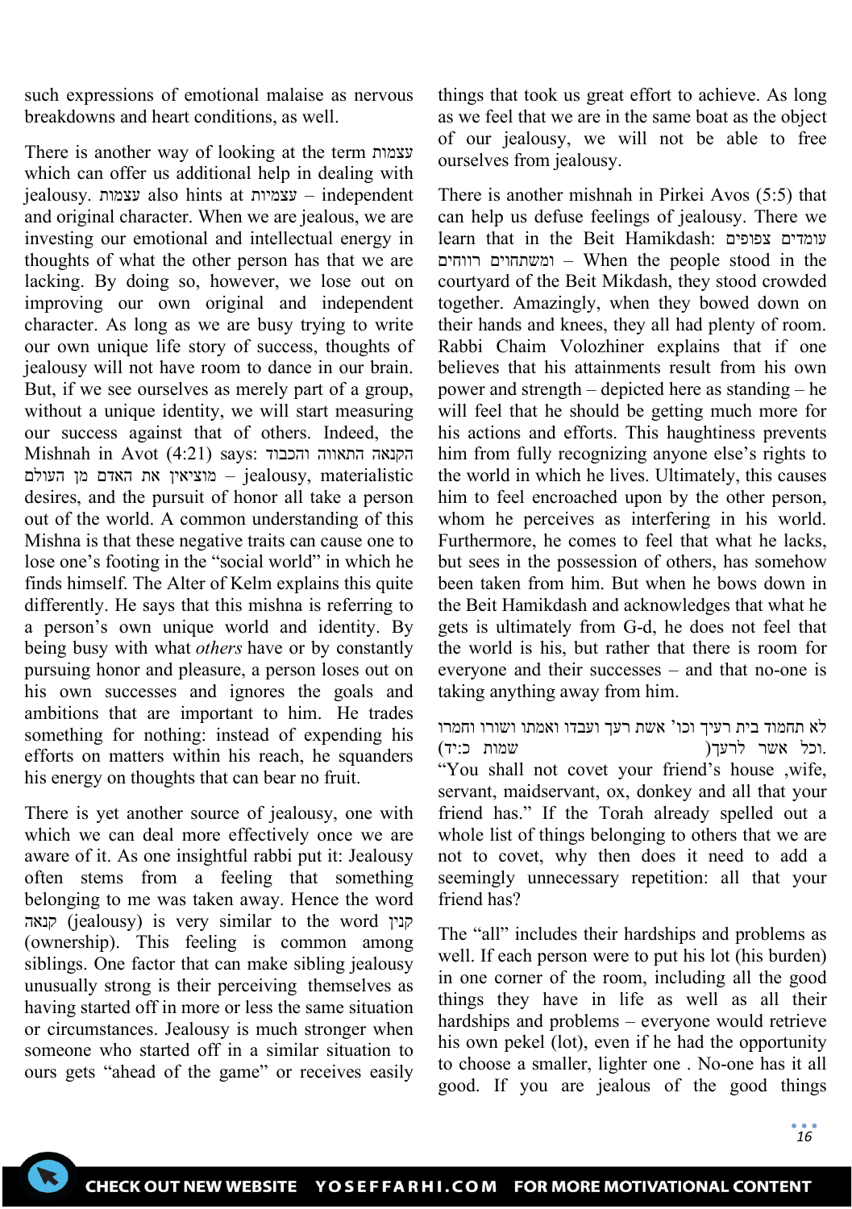such expressions of emotional malaise as nervous breakdowns and heart conditions, as well.

There is another way of looking at the term עצמות which can offer us additional help in dealing with jealousy. עצמות also hints at עצמיות – independent and original character. When we are jealous, we are investing our emotional and intellectual energy in thoughts of what the other person has that we are lacking. By doing so, however, we lose out on improving our own original and independent character. As long as we are busy trying to write our own unique life story of success, thoughts of jealousy will not have room to dance in our brain. But, if we see ourselves as merely part of a group, without a unique identity, we will start measuring our success against that of others. Indeed, the Mishnah in Avot (4:21) says: הקנאה התאווה והכבוד מוציאין את האדם מן העולם – jealousy, materialistic desires, and the pursuit of honor all take a person out of the world. A common understanding of this Mishna is that these negative traits can cause one to lose one's footing in the "social world" in which he finds himself. The Alter of Kelm explains this quite differently. He says that this mishna is referring to a person's own unique world and identity. By being busy with what *others* have or by constantly pursuing honor and pleasure, a person loses out on his own successes and ignores the goals and ambitions that are important to him. He trades something for nothing: instead of expending his efforts on matters within his reach, he squanders his energy on thoughts that can bear no fruit.

There is yet another source of jealousy, one with which we can deal more effectively once we are aware of it. As one insightful rabbi put it: Jealousy often stems from a feeling that something belonging to me was taken away. Hence the word קנאה (jealousy) is very similar to the word קנין (ownership). This feeling is common among siblings. One factor that can make sibling jealousy unusually strong is their perceiving themselves as having started off in more or less the same situation or circumstances. Jealousy is much stronger when someone who started off in a similar situation to ours gets "ahead of the game" or receives easily things that took us great effort to achieve. As long as we feel that we are in the same boat as the object of our jealousy, we will not be able to free ourselves from jealousy.

There is another mishnah in Pirkei Avos (5:5) that can help us defuse feelings of jealousy. There we learn that in the Beit Hamikdash: עומדים צפופים ומשתחוים רווחים – When the people stood in the courtyard of the Beit Mikdash, they stood crowded together. Amazingly, when they bowed down on their hands and knees, they all had plenty of room. Rabbi Chaim Volozhiner explains that if one believes that his attainments result from his own power and strength – depicted here as standing – he will feel that he should be getting much more for his actions and efforts. This haughtiness prevents him from fully recognizing anyone else's rights to the world in which he lives. Ultimately, this causes him to feel encroached upon by the other person, whom he perceives as interfering in his world. Furthermore, he comes to feel that what he lacks, but sees in the possession of others, has somehow been taken from him. But when he bows down in the Beit Hamikdash and acknowledges that what he gets is ultimately from G-d, he does not feel that the world is his, but rather that there is room for everyone and their successes – and that no-one is taking anything away from him.

לא תחמוד בית רעיך וכו' אשת רעך ועבדו ואמתו ושורו וחמרו וכל אשר לרעך. (שמות כ:יד)

"You shall not covet your friend's house ,wife, servant, maidservant, ox, donkey and all that your friend has." If the Torah already spelled out a whole list of things belonging to others that we are not to covet, why then does it need to add a seemingly unnecessary repetition: all that your friend has?

The "all" includes their hardships and problems as well. If each person were to put his lot (his burden) in one corner of the room, including all the good things they have in life as well as all their hardships and problems – everyone would retrieve his own pekel (lot), even if he had the opportunity to choose a smaller, lighter one . No-one has it all good. If you are jealous of the good things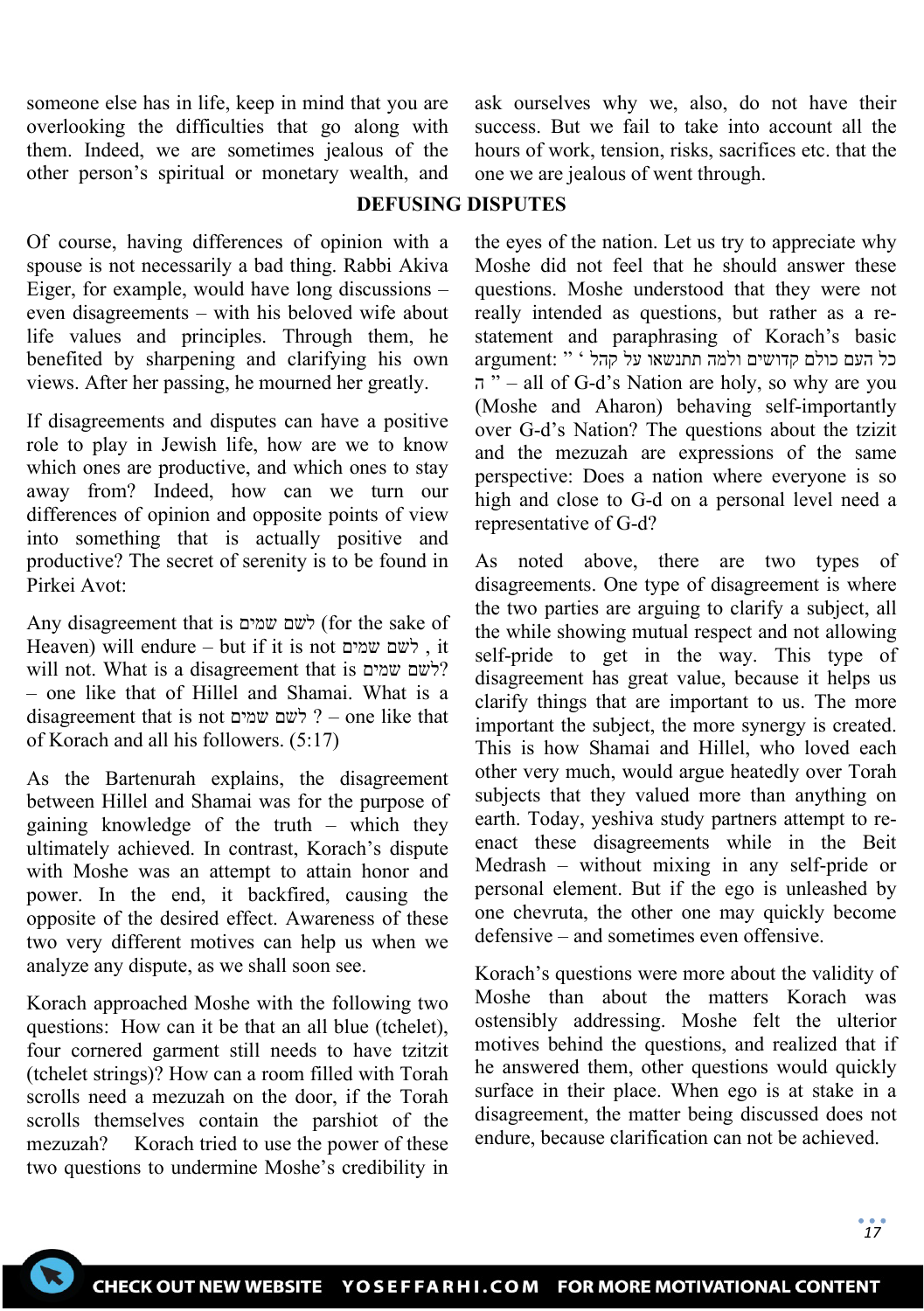someone else has in life, keep in mind that you are overlooking the difficulties that go along with them. Indeed, we are sometimes jealous of the other person's spiritual or monetary wealth, and ask ourselves why we, also, do not have their success. But we fail to take into account all the hours of work, tension, risks, sacrifices etc. that the one we are jealous of went through.

## DEFUSING DISPUTES

Of course, having differences of opinion with a spouse is not necessarily a bad thing. Rabbi Akiva Eiger, for example, would have long discussions – even disagreements – with his beloved wife about life values and principles. Through them, he benefited by sharpening and clarifying his own views. After her passing, he mourned her greatly.

If disagreements and disputes can have a positive role to play in Jewish life, how are we to know which ones are productive, and which ones to stay away from? Indeed, how can we turn our differences of opinion and opposite points of view into something that is actually positive and productive? The secret of serenity is to be found in Pirkei Avot:

Any disagreement that is לשם שמים (for the sake of Heaven) will endure – but if it is not לשם שמים , it will not. What is a disagreement that is לשם שמים? – one like that of Hillel and Shamai. What is a disagreement that is not לשם שמים ? – one like that of Korach and all his followers. (5:17)

As the Bartenurah explains, the disagreement between Hillel and Shamai was for the purpose of gaining knowledge of the truth – which they ultimately achieved. In contrast, Korach's dispute with Moshe was an attempt to attain honor and power. In the end, it backfired, causing the opposite of the desired effect. Awareness of these two very different motives can help us when we analyze any dispute, as we shall soon see.

Korach approached Moshe with the following two questions: How can it be that an all blue (tchelet), four cornered garment still needs to have tzitzit (tchelet strings)? How can a room filled with Torah scrolls need a mezuzah on the door, if the Torah scrolls themselves contain the parshiot of the mezuzah? Korach tried to use the power of these two questions to undermine Moshe's credibility in the eyes of the nation. Let us try to appreciate why Moshe did not feel that he should answer these questions. Moshe understood that they were not really intended as questions, but rather as a re-statement and paraphrasing of Korach's basic argument: " כל העם כולם קדושים ולמה תתנשאו על קהל ' ה " – all of G-d's Nation are holy, so why are you (Moshe and Aharon) behaving self-importantly over G-d's Nation? The questions about the tzizit and the mezuzah are expressions of the same perspective: Does a nation where everyone is so high and close to G-d on a personal level need a representative of G-d?

As noted above, there are two types of disagreements. One type of disagreement is where the two parties are arguing to clarify a subject, all the while showing mutual respect and not allowing self-pride to get in the way. This type of disagreement has great value, because it helps us clarify things that are important to us. The more important the subject, the more synergy is created. This is how Shamai and Hillel, who loved each other very much, would argue heatedly over Torah subjects that they valued more than anything on earth. Today, yeshiva study partners attempt to re-enact these disagreements while in the Beit Medrash – without mixing in any self-pride or personal element. But if the ego is unleashed by one chevruta, the other one may quickly become defensive – and sometimes even offensive.

Korach's questions were more about the validity of Moshe than about the matters Korach was ostensibly addressing. Moshe felt the ulterior motives behind the questions, and realized that if he answered them, other questions would quickly surface in their place. When ego is at stake in a disagreement, the matter being discussed does not endure, because clarification can not be achieved.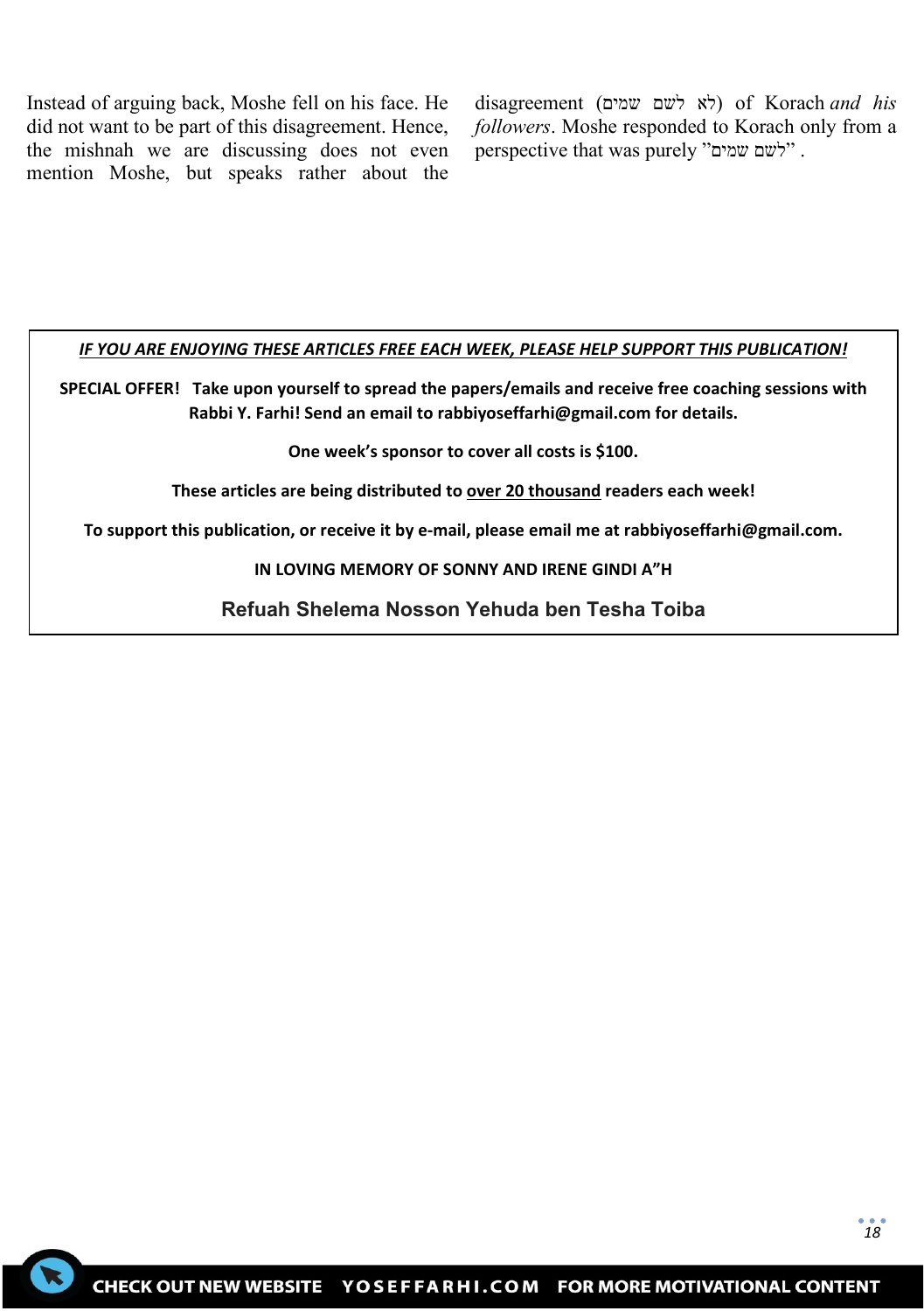Instead of arguing back, Moshe fell on his face. He did not want to be part of this disagreement. Hence, the mishnah we are discussing does not even mention Moshe, but speaks rather about the disagreement (לא לשם שמים) of Korach *and his followers*. Moshe responded to Korach only from a perspective that was purely "לשם שמים" .

***<u>IF YOU ARE ENJOYING THESE ARTICLES FREE EACH WEEK, PLEASE HELP SUPPORT THIS PUBLICATION!</u>***

**SPECIAL OFFER! Take upon yourself to spread the papers/emails and receive free coaching sessions with Rabbi Y. Farhi! Send an email to rabbiyoseffarhi@gmail.com for details.**

**One week's sponsor to cover all costs is $100.**

**These articles are being distributed to <u>over 20 thousand</u> readers each week!**

**To support this publication, or receive it by e-mail, please email me at rabbiyoseffarhi@gmail.com.**

**IN LOVING MEMORY OF SONNY AND IRENE GINDI A"H**

**Refuah Shelema Nosson Yehuda ben Tesha Toiba**

CHECK OUT NEW WEBSITE YOSEFFARHI.COM FOR MORE MOTIVATIONAL CONTENT